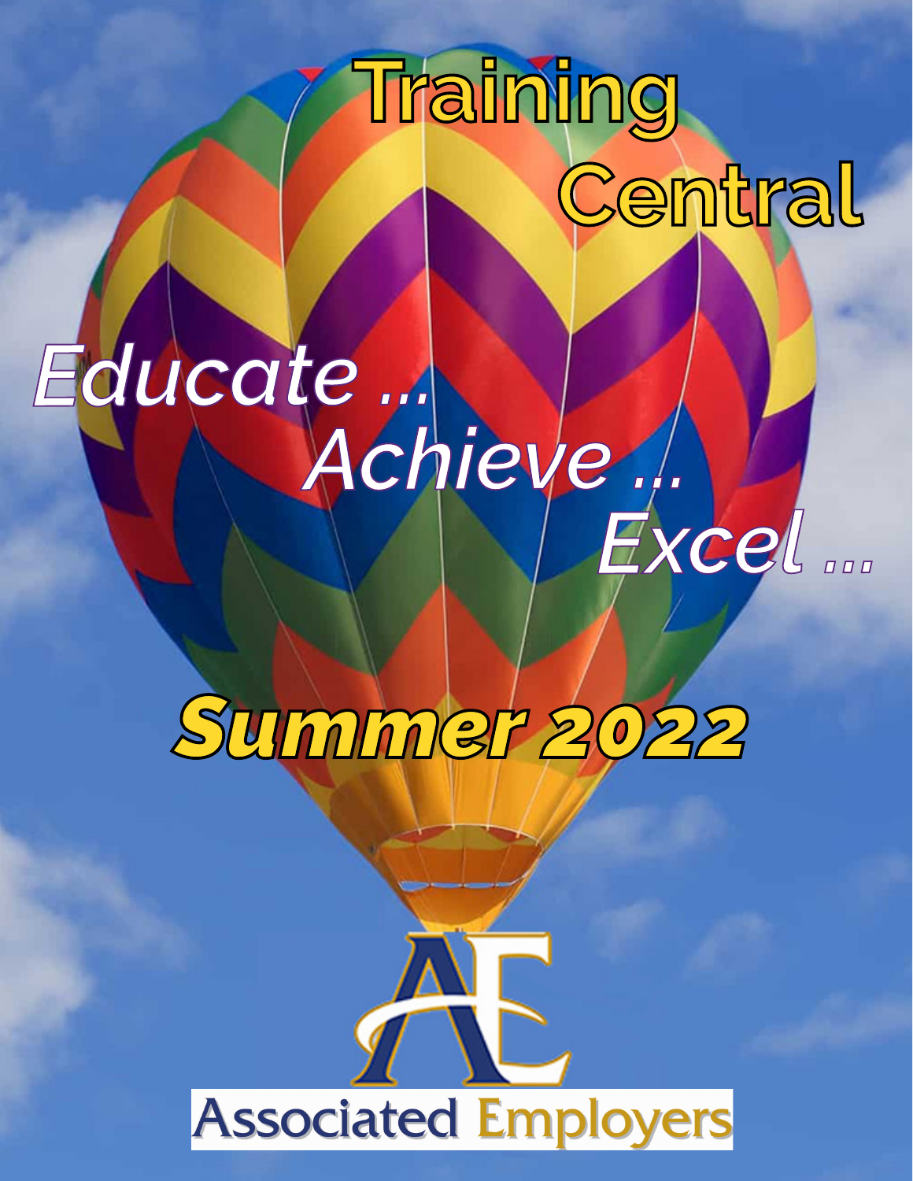# Training Central

*Educate ... Achieve ... Excel ...*

## *Summer 2022*

Associated Employers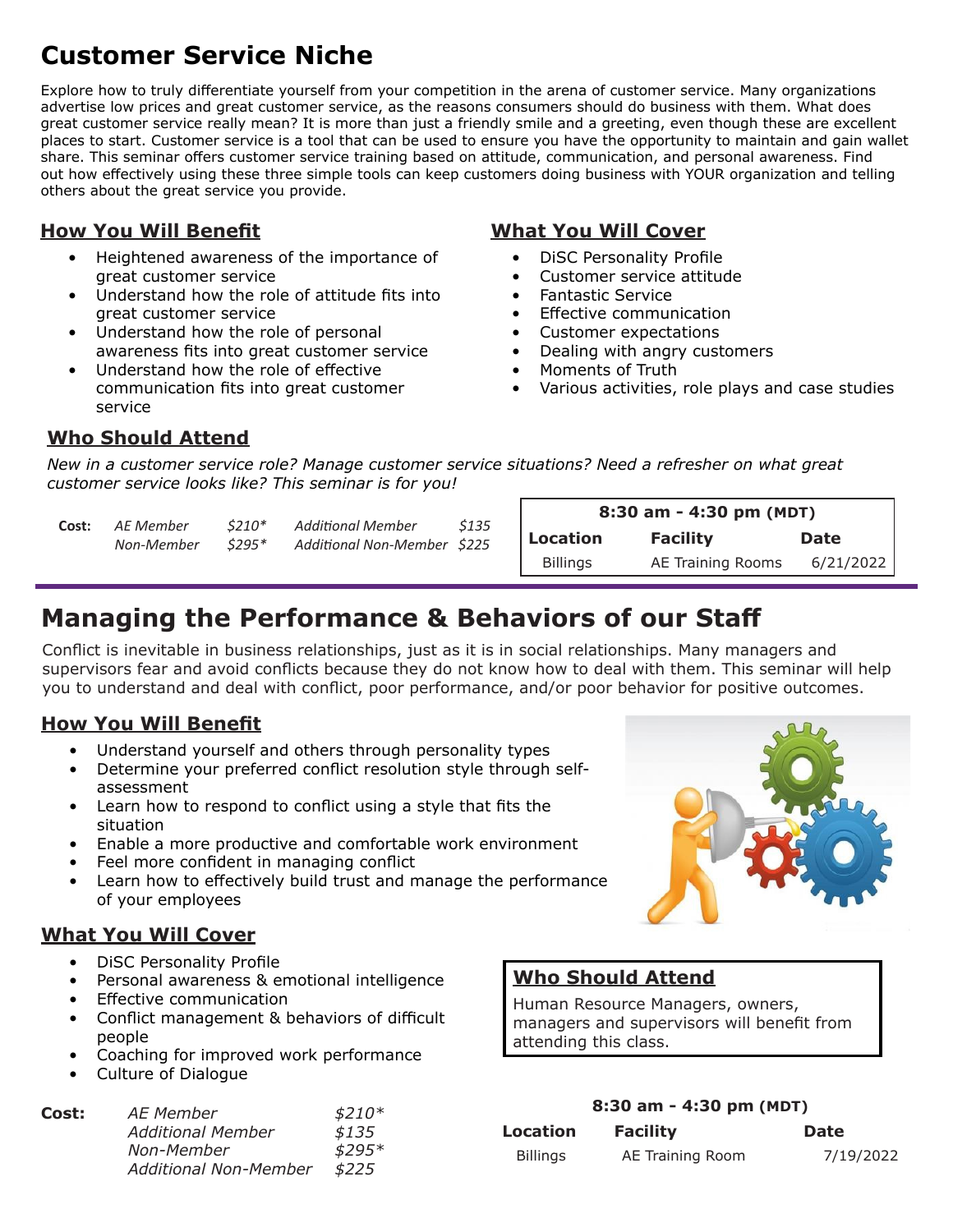# Customer Service Niche

Explore how to truly differentiate yourself from your competition in the arena of customer service. Many organizations advertise low prices and great customer service, as the reasons consumers should do business with them. What does great customer service really mean? It is more than just a friendly smile and a greeting, even though these are excellent places to start. Customer service is a tool that can be used to ensure you have the opportunity to maintain and gain wallet share. This seminar offers customer service training based on attitude, communication, and personal awareness. Find out how effectively using these three simple tools can keep customers doing business with YOUR organization and telling others about the great service you provide.

## How You Will Benefit

- Heightened awareness of the importance of great customer service
- Understand how the role of attitude fits into great customer service
- Understand how the role of personal awareness fits into great customer service
- Understand how the role of effective communication fits into great customer service

## What You Will Cover

- DiSC Personality Profile
- Customer service attitude
- Fantastic Service
- Effective communication
- Customer expectations
- Dealing with angry customers
- Moments of Truth
- Various activities, role plays and case studies

## Who Should Attend

*New in a customer service role? Manage customer service situations? Need a refresher on what great customer service looks like? This seminar is for you!*

**Cost:**

| | | | |
|---|---|---|---|
| *AE Member* | *$210** | *Additional Member* | *$135* |
| *Non-Member* | *$295** | *Additional Non-Member* | *$225* |

**8:30 am - 4:30 pm (MDT)**

| Location | Facility | Date |
|---|---|---|
| Billings | AE Training Rooms | 6/21/2022 |

# Managing the Performance & Behaviors of our Staff

Conflict is inevitable in business relationships, just as it is in social relationships. Many managers and supervisors fear and avoid conflicts because they do not know how to deal with them. This seminar will help you to understand and deal with conflict, poor performance, and/or poor behavior for positive outcomes.

## How You Will Benefit

- Understand yourself and others through personality types
- Determine your preferred conflict resolution style through self-assessment
- Learn how to respond to conflict using a style that fits the situation
- Enable a more productive and comfortable work environment
- Feel more confident in managing conflict
- Learn how to effectively build trust and manage the performance of your employees

## What You Will Cover

- DiSC Personality Profile
- Personal awareness & emotional intelligence
- Effective communication
- Conflict management & behaviors of difficult people
- Coaching for improved work performance
- Culture of Dialogue

## Who Should Attend

Human Resource Managers, owners, managers and supervisors will benefit from attending this class.

**Cost:**

| | |
|---|---|
| *AE Member* | *$210** |
| *Additional Member* | *$135* |
| *Non-Member* | *$295** |
| *Additional Non-Member* | *$225* |

**8:30 am - 4:30 pm (MDT)**

| Location | Facility | Date |
|---|---|---|
| Billings | AE Training Room | 7/19/2022 |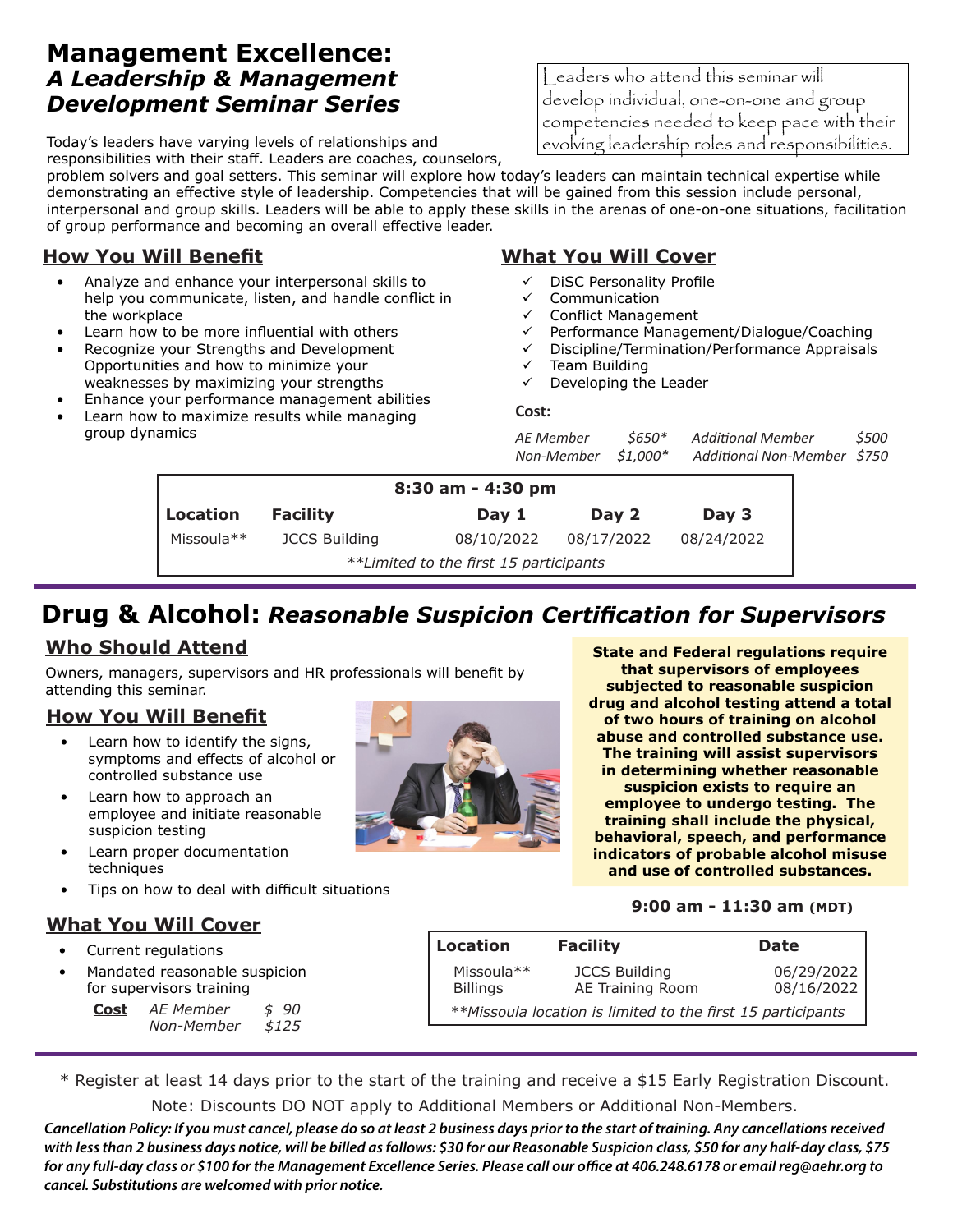# Management Excellence:
## *A Leadership & Management Development Seminar Series*

Leaders who attend this seminar will develop individual, one-on-one and group competencies needed to keep pace with their evolving leadership roles and responsibilities.

Today's leaders have varying levels of relationships and responsibilities with their staff. Leaders are coaches, counselors, problem solvers and goal setters. This seminar will explore how today's leaders can maintain technical expertise while demonstrating an effective style of leadership. Competencies that will be gained from this session include personal, interpersonal and group skills. Leaders will be able to apply these skills in the arenas of one-on-one situations, facilitation of group performance and becoming an overall effective leader.

### How You Will Benefit

- Analyze and enhance your interpersonal skills to help you communicate, listen, and handle conflict in the workplace
- Learn how to be more influential with others
- Recognize your Strengths and Development Opportunities and how to minimize your weaknesses by maximizing your strengths
- Enhance your performance management abilities
- Learn how to maximize results while managing group dynamics

### What You Will Cover

- ✓ DiSC Personality Profile
- ✓ Communication
- ✓ Conflict Management
- ✓ Performance Management/Dialogue/Coaching
- ✓ Discipline/Termination/Performance Appraisals
- ✓ Team Building
- ✓ Developing the Leader

**Cost:**

| | | | |
|---|---|---|---|
| *AE Member* | *$650** | *Additional Member* | *$500* |
| *Non-Member* | *$1,000** | *Additional Non-Member* | *$750* |

**8:30 am - 4:30 pm**

| Location | Facility | Day 1 | Day 2 | Day 3 |
|---|---|---|---|---|
| Missoula** | JCCS Building | 08/10/2022 | 08/17/2022 | 08/24/2022 |

*\*\*Limited to the first 15 participants*

# Drug & Alcohol: *Reasonable Suspicion Certification for Supervisors*

### Who Should Attend

Owners, managers, supervisors and HR professionals will benefit by attending this seminar.

**State and Federal regulations require that supervisors of employees subjected to reasonable suspicion drug and alcohol testing attend a total of two hours of training on alcohol abuse and controlled substance use. The training will assist supervisors in determining whether reasonable suspicion exists to require an employee to undergo testing. The training shall include the physical, behavioral, speech, and performance indicators of probable alcohol misuse and use of controlled substances.**

### How You Will Benefit

- Learn how to identify the signs, symptoms and effects of alcohol or controlled substance use
- Learn how to approach an employee and initiate reasonable suspicion testing
- Learn proper documentation techniques
- Tips on how to deal with difficult situations

### What You Will Cover

- Current regulations
- Mandated reasonable suspicion for supervisors training

**Cost** *AE Member* *$ 90*
*Non-Member* *$125*

**9:00 am - 11:30 am (MDT)**

| Location | Facility | Date |
|---|---|---|
| Missoula** | JCCS Building | 06/29/2022 |
| Billings | AE Training Room | 08/16/2022 |

*\*\*Missoula location is limited to the first 15 participants*

\* Register at least 14 days prior to the start of the training and receive a $15 Early Registration Discount.

Note: Discounts DO NOT apply to Additional Members or Additional Non-Members.

***Cancellation Policy: If you must cancel, please do so at least 2 business days prior to the start of training. Any cancellations received with less than 2 business days notice, will be billed as follows: $30 for our Reasonable Suspicion class, $50 for any half-day class, $75 for any full-day class or $100 for the Management Excellence Series. Please call our office at 406.248.6178 or email reg@aehr.org to cancel. Substitutions are welcomed with prior notice.***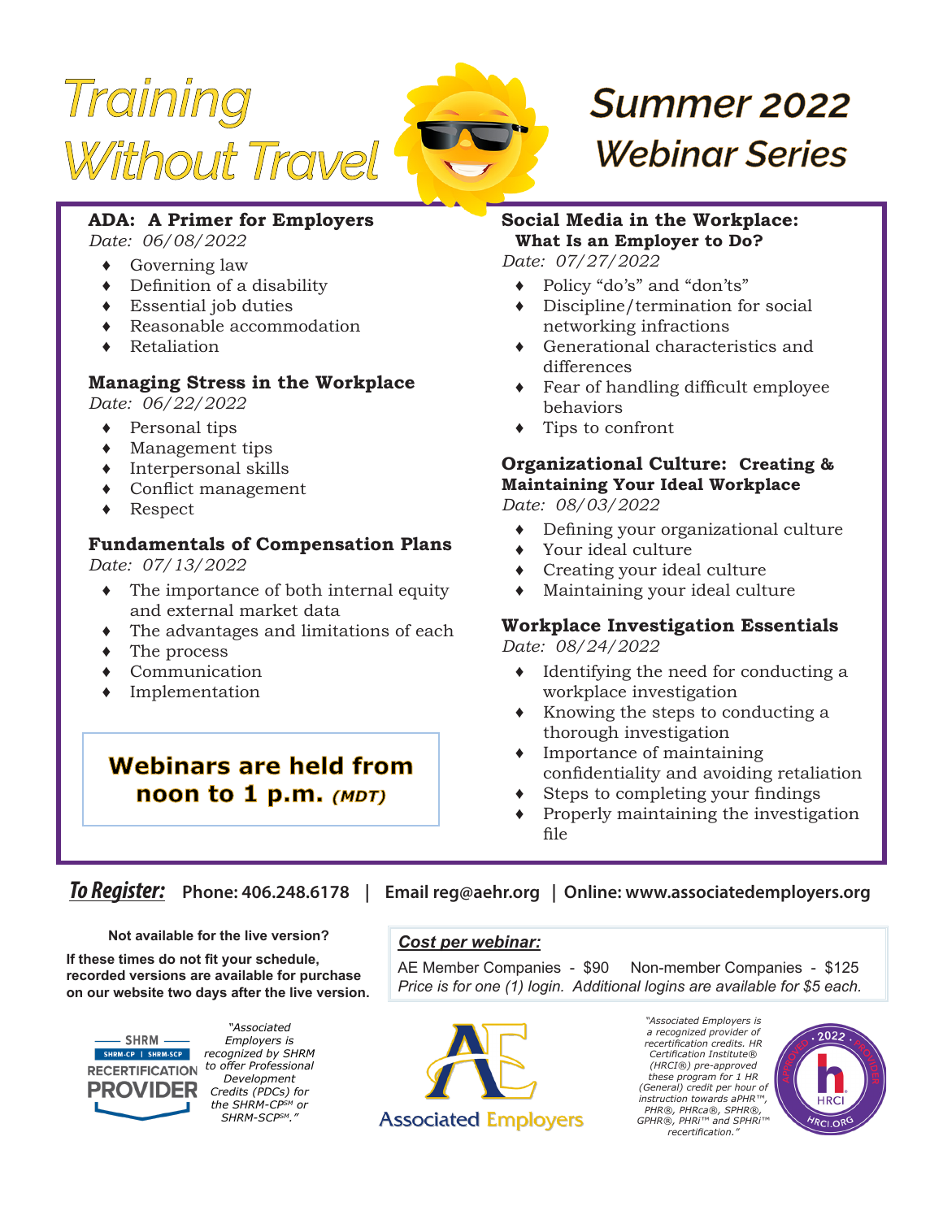# Training Without Travel

# Summer 2022 Webinar Series

### ADA: A Primer for Employers

*Date: 06/08/2022*

- Governing law
- Definition of a disability
- Essential job duties
- Reasonable accommodation
- Retaliation

### Managing Stress in the Workplace

*Date: 06/22/2022*

- Personal tips
- Management tips
- Interpersonal skills
- Conflict management
- Respect

### Fundamentals of Compensation Plans

*Date: 07/13/2022*

- The importance of both internal equity and external market data
- The advantages and limitations of each
- The process
- Communication
- Implementation

**Webinars are held from noon to 1 p.m.** ***(MDT)***

### Social Media in the Workplace: What Is an Employer to Do?

*Date: 07/27/2022*

- Policy "do's" and "don'ts"
- Discipline/termination for social networking infractions
- Generational characteristics and differences
- Fear of handling difficult employee behaviors
- Tips to confront

### Organizational Culture: Creating & Maintaining Your Ideal Workplace

*Date: 08/03/2022*

- Defining your organizational culture
- Your ideal culture
- Creating your ideal culture
- Maintaining your ideal culture

### Workplace Investigation Essentials

*Date: 08/24/2022*

- Identifying the need for conducting a workplace investigation
- Knowing the steps to conducting a thorough investigation
- Importance of maintaining confidentiality and avoiding retaliation
- Steps to completing your findings
- Properly maintaining the investigation file

***To Register:*** **Phone: 406.248.6178 | Email reg@aehr.org | Online: www.associatedemployers.org**

**Not available for the live version?**

**If these times do not fit your schedule, recorded versions are available for purchase on our website two days after the live version.**

***Cost per webinar:***

AE Member Companies - $90    Non-member Companies - $125

*Price is for one (1) login. Additional logins are available for $5 each.*

SHRM — SHRM-CP | SHRM-SCP — RECERTIFICATION PROVIDER

*"Associated Employers is recognized by SHRM to offer Professional Development Credits (PDCs) for the SHRM-CP[SM] or SHRM-SCP[SM]."*

Associated Employers

*"Associated Employers is a recognized provider of recertification credits. HR Certification Institute® (HRCI®) pre-approved these program for 1 HR (General) credit per hour of instruction towards aPHR™, PHR®, PHRca®, SPHR®, GPHR®, PHRi™ and SPHRi™ recertification."*

2022 · APPROVED PROVIDER · HRCI · HRCI.ORG